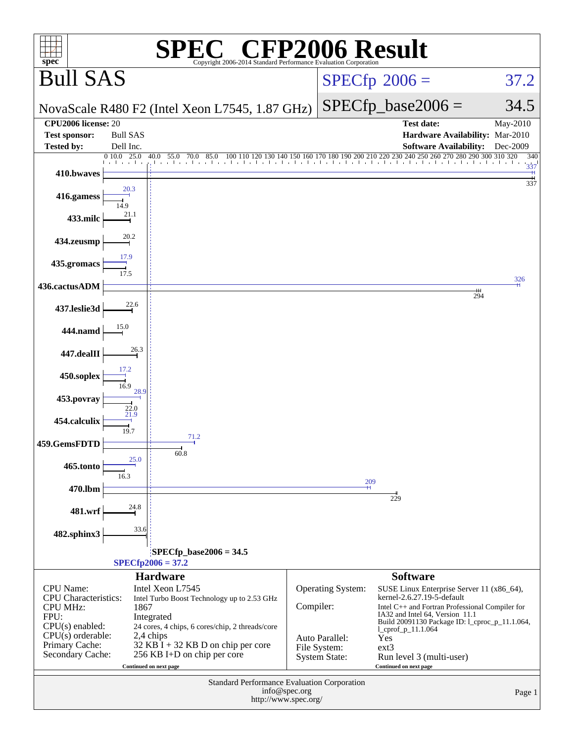# SPEC® CFP2006 Result

Copyright 2006-2014 Standard Performance Evaluation Corporation

## Bull SAS

NovaScale R480 F2 (Intel Xeon L7545, 1.87 GHz)

SPECfp 2006 = 37.2

SPECfp_base2006 = 34.5

| | | | |
|---|---|---|---|
| **CPU2006 license:** | 20 | **Test date:** | May-2010 |
| **Test sponsor:** | Bull SAS | **Hardware Availability:** | Mar-2010 |
| **Tested by:** | Dell Inc. | **Software Availability:** | Dec-2009 |

| Benchmark | Peak | Base |
|---|---|---|
| 410.bwaves | 337 | 337 |
| 416.gamess | 20.3 | 14.9 |
| 433.milc | | 21.1 |
| 434.zeusmp | | 20.2 |
| 435.gromacs | 17.9 | 17.5 |
| 436.cactusADM | 326 | 294 |
| 437.leslie3d | | 22.6 |
| 444.namd | | 15.0 |
| 447.dealII | | 26.3 |
| 450.soplex | 17.2 | 16.9 |
| 453.povray | 28.9 | 22.0 |
| 454.calculix | 21.9 | 19.7 |
| 459.GemsFDTD | 71.2 | 60.8 |
| 465.tonto | 25.0 | 16.3 |
| 470.lbm | 209 | 229 |
| 481.wrf | | 24.8 |
| 482.sphinx3 | | 33.6 |

SPECfp_base2006 = 34.5

SPECfp2006 = 37.2

### Hardware

| | |
|---|---|
| CPU Name: | Intel Xeon L7545 |
| CPU Characteristics: | Intel Turbo Boost Technology up to 2.53 GHz |
| CPU MHz: | 1867 |
| FPU: | Integrated |
| CPU(s) enabled: | 24 cores, 4 chips, 6 cores/chip, 2 threads/core |
| CPU(s) orderable: | 2,4 chips |
| Primary Cache: | 32 KB I + 32 KB D on chip per core |
| Secondary Cache: | 256 KB I+D on chip per core |

Continued on next page

### Software

| | |
|---|---|
| Operating System: | SUSE Linux Enterprise Server 11 (x86_64), kernel-2.6.27.19-5-default |
| Compiler: | Intel C++ and Fortran Professional Compiler for IA32 and Intel 64, Version 11.1 Build 20091130 Package ID: l_cproc_p_11.1.064, l_cprof_p_11.1.064 |
| Auto Parallel: | Yes |
| File System: | ext3 |
| System State: | Run level 3 (multi-user) |

Continued on next page

Standard Performance Evaluation Corporation
info@spec.org
http://www.spec.org/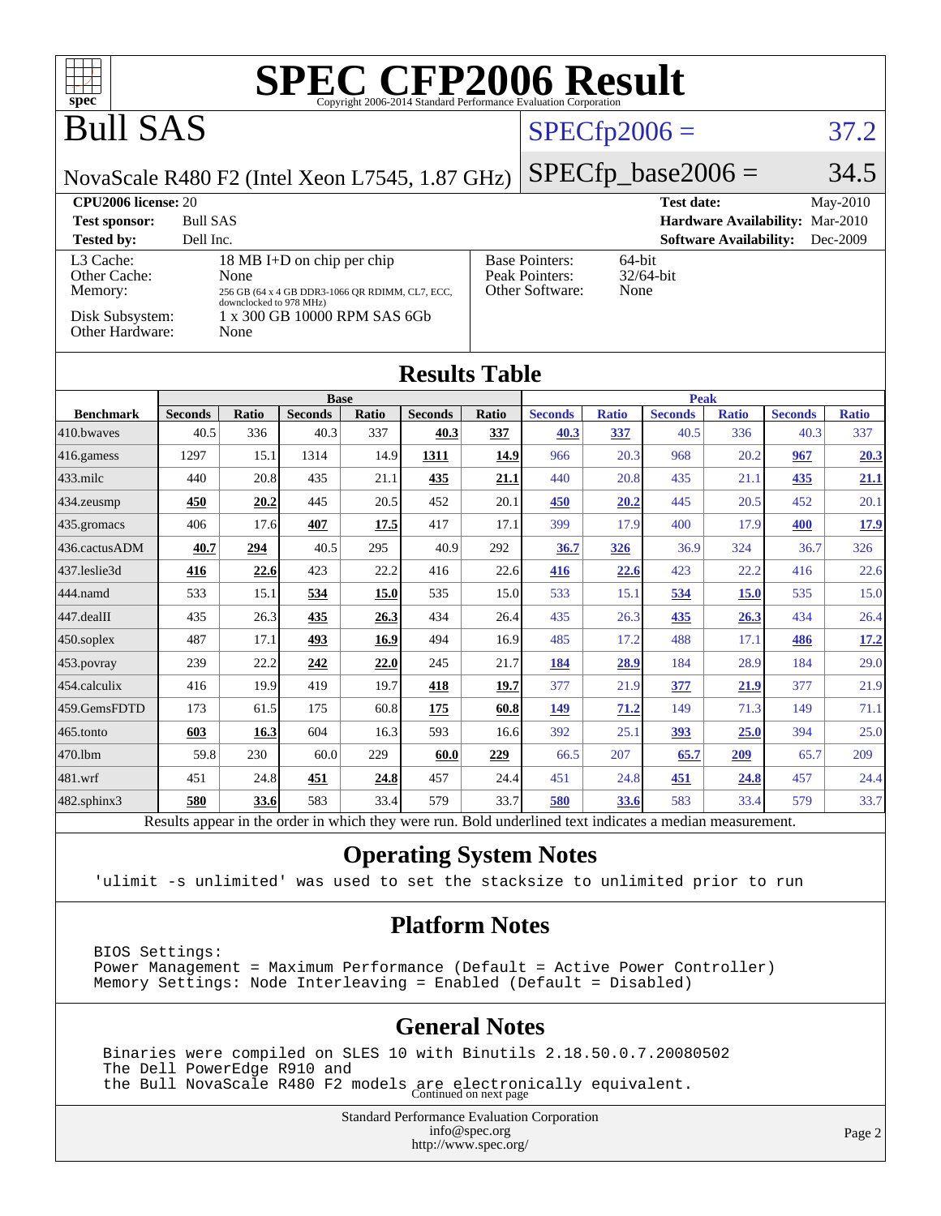# SPEC CFP2006 Result

Copyright 2006-2014 Standard Performance Evaluation Corporation

# Bull SAS

NovaScale R480 F2 (Intel Xeon L7545, 1.87 GHz)

SPECfp2006 = 37.2

SPECfp_base2006 = 34.5

**CPU2006 license:** 20
**Test sponsor:** Bull SAS
**Tested by:** Dell Inc.

**Test date:** May-2010
**Hardware Availability:** Mar-2010
**Software Availability:** Dec-2009

| | |
|---|---|
| L3 Cache: | 18 MB I+D on chip per chip |
| Other Cache: | None |
| Memory: | 256 GB (64 x 4 GB DDR3-1066 QR RDIMM, CL7, ECC, downclocked to 978 MHz) |
| Disk Subsystem: | 1 x 300 GB 10000 RPM SAS 6Gb |
| Other Hardware: | None |

| | |
|---|---|
| Base Pointers: | 64-bit |
| Peak Pointers: | 32/64-bit |
| Other Software: | None |

## Results Table

| Benchmark | Base | | | | | | Peak | | | | | |
|---|---|---|---|---|---|---|---|---|---|---|---|---|
| | Seconds | Ratio | Seconds | Ratio | Seconds | Ratio | Seconds | Ratio | Seconds | Ratio | Seconds | Ratio |
| 410.bwaves | 40.5 | 336 | 40.3 | 337 | **40.3** | **337** | **40.3** | **337** | 40.5 | 336 | 40.3 | 337 |
| 416.gamess | 1297 | 15.1 | 1314 | 14.9 | **1311** | **14.9** | 966 | 20.3 | 968 | 20.2 | **967** | **20.3** |
| 433.milc | 440 | 20.8 | 435 | 21.1 | **435** | **21.1** | 440 | 20.8 | 435 | 21.1 | **435** | **21.1** |
| 434.zeusmp | **450** | **20.2** | 445 | 20.5 | 452 | 20.1 | **450** | **20.2** | 445 | 20.5 | 452 | 20.1 |
| 435.gromacs | 406 | 17.6 | **407** | **17.5** | 417 | 17.1 | 399 | 17.9 | 400 | 17.9 | **400** | **17.9** |
| 436.cactusADM | **40.7** | **294** | 40.5 | 295 | 40.9 | 292 | **36.7** | **326** | 36.9 | 324 | 36.7 | 326 |
| 437.leslie3d | **416** | **22.6** | 423 | 22.2 | 416 | 22.6 | **416** | **22.6** | 423 | 22.2 | 416 | 22.6 |
| 444.namd | 533 | 15.1 | **534** | **15.0** | 535 | 15.0 | 533 | 15.1 | **534** | **15.0** | 535 | 15.0 |
| 447.dealII | 435 | 26.3 | **435** | **26.3** | 434 | 26.4 | 435 | 26.3 | **435** | **26.3** | 434 | 26.4 |
| 450.soplex | 487 | 17.1 | **493** | **16.9** | 494 | 16.9 | 485 | 17.2 | 488 | 17.1 | **486** | **17.2** |
| 453.povray | 239 | 22.2 | **242** | **22.0** | 245 | 21.7 | **184** | **28.9** | 184 | 28.9 | 184 | 29.0 |
| 454.calculix | 416 | 19.9 | 419 | 19.7 | **418** | **19.7** | 377 | 21.9 | **377** | **21.9** | 377 | 21.9 |
| 459.GemsFDTD | 173 | 61.5 | 175 | 60.8 | **175** | **60.8** | **149** | **71.2** | 149 | 71.3 | 149 | 71.1 |
| 465.tonto | **603** | **16.3** | 604 | 16.3 | 593 | 16.6 | 392 | 25.1 | **393** | **25.0** | 394 | 25.0 |
| 470.lbm | 59.8 | 230 | 60.0 | 229 | **60.0** | **229** | 66.5 | 207 | **65.7** | **209** | 65.7 | 209 |
| 481.wrf | 451 | 24.8 | **451** | **24.8** | 457 | 24.4 | 451 | 24.8 | **451** | **24.8** | 457 | 24.4 |
| 482.sphinx3 | **580** | **33.6** | 583 | 33.4 | 579 | 33.7 | **580** | **33.6** | 583 | 33.4 | 579 | 33.7 |

Results appear in the order in which they were run. Bold underlined text indicates a median measurement.

## Operating System Notes

```
'ulimit -s unlimited' was used to set the stacksize to unlimited prior to run
```

## Platform Notes

```
BIOS Settings:
Power Management = Maximum Performance (Default = Active Power Controller)
Memory Settings: Node Interleaving = Enabled (Default = Disabled)
```

## General Notes

```
Binaries were compiled on SLES 10 with Binutils 2.18.50.0.7.20080502
The Dell PowerEdge R910 and
the Bull NovaScale R480 F2 models are electronically equivalent.
```

Continued on next page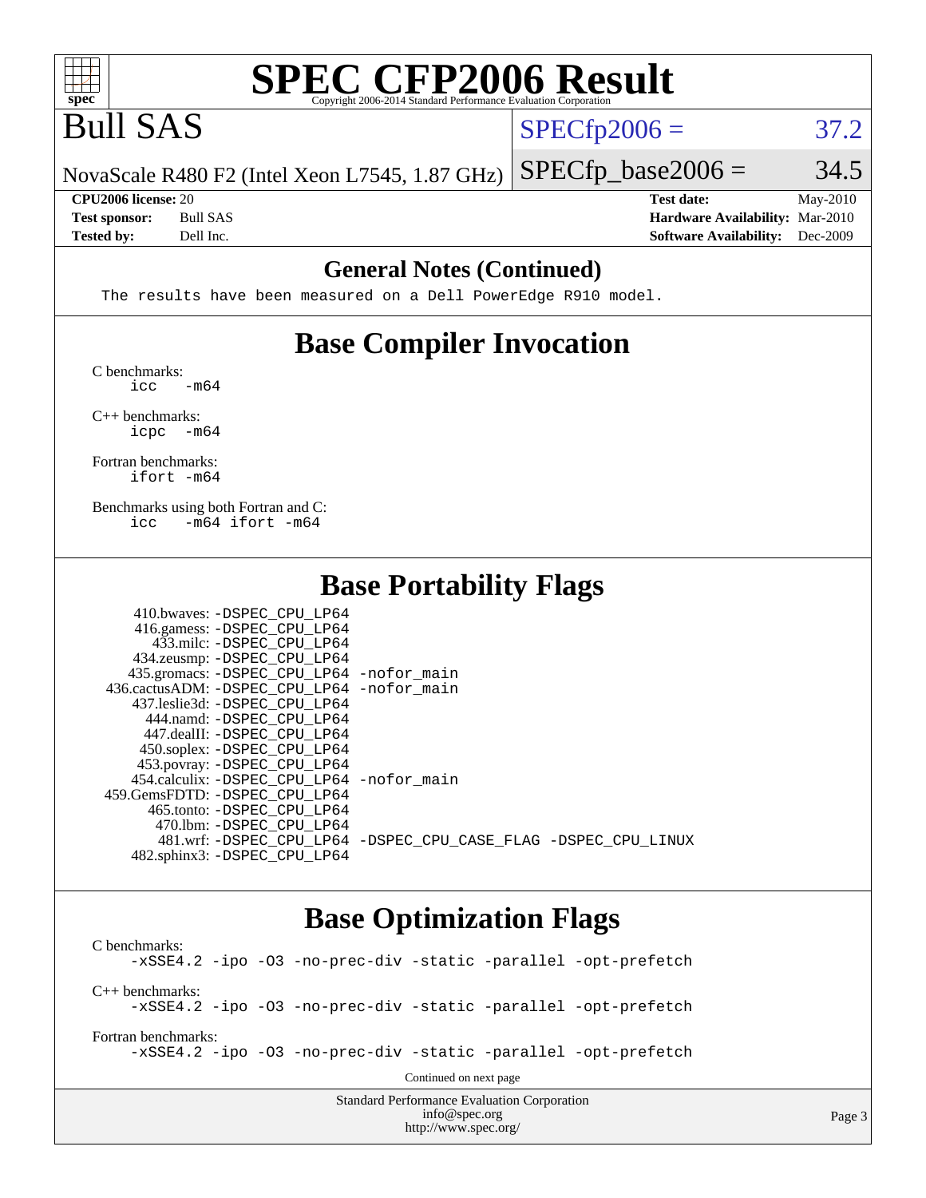# SPEC CFP2006 Result

Copyright 2006-2014 Standard Performance Evaluation Corporation

# Bull SAS

NovaScale R480 F2 (Intel Xeon L7545, 1.87 GHz)

SPECfp2006 = 37.2

SPECfp_base2006 = 34.5

**CPU2006 license:** 20
**Test sponsor:** Bull SAS
**Tested by:** Dell Inc.

**Test date:** May-2010
**Hardware Availability:** Mar-2010
**Software Availability:** Dec-2009

## General Notes (Continued)

```
The results have been measured on a Dell PowerEdge R910 model.
```

## Base Compiler Invocation

C benchmarks:
```
icc   -m64
```

C++ benchmarks:
```
icpc  -m64
```

Fortran benchmarks:
```
ifort -m64
```

Benchmarks using both Fortran and C:
```
icc   -m64 ifort -m64
```

## Base Portability Flags

```
   410.bwaves: -DSPEC_CPU_LP64
   416.gamess: -DSPEC_CPU_LP64
     433.milc: -DSPEC_CPU_LP64
   434.zeusmp: -DSPEC_CPU_LP64
  435.gromacs: -DSPEC_CPU_LP64 -nofor_main
436.cactusADM: -DSPEC_CPU_LP64 -nofor_main
  437.leslie3d: -DSPEC_CPU_LP64
     444.namd: -DSPEC_CPU_LP64
   447.dealII: -DSPEC_CPU_LP64
   450.soplex: -DSPEC_CPU_LP64
   453.povray: -DSPEC_CPU_LP64
  454.calculix: -DSPEC_CPU_LP64 -nofor_main
459.GemsFDTD: -DSPEC_CPU_LP64
    465.tonto: -DSPEC_CPU_LP64
      470.lbm: -DSPEC_CPU_LP64
      481.wrf: -DSPEC_CPU_LP64 -DSPEC_CPU_CASE_FLAG -DSPEC_CPU_LINUX
  482.sphinx3: -DSPEC_CPU_LP64
```

## Base Optimization Flags

C benchmarks:
```
-xSSE4.2 -ipo -O3 -no-prec-div -static -parallel -opt-prefetch
```

C++ benchmarks:
```
-xSSE4.2 -ipo -O3 -no-prec-div -static -parallel -opt-prefetch
```

Fortran benchmarks:
```
-xSSE4.2 -ipo -O3 -no-prec-div -static -parallel -opt-prefetch
```

Continued on next page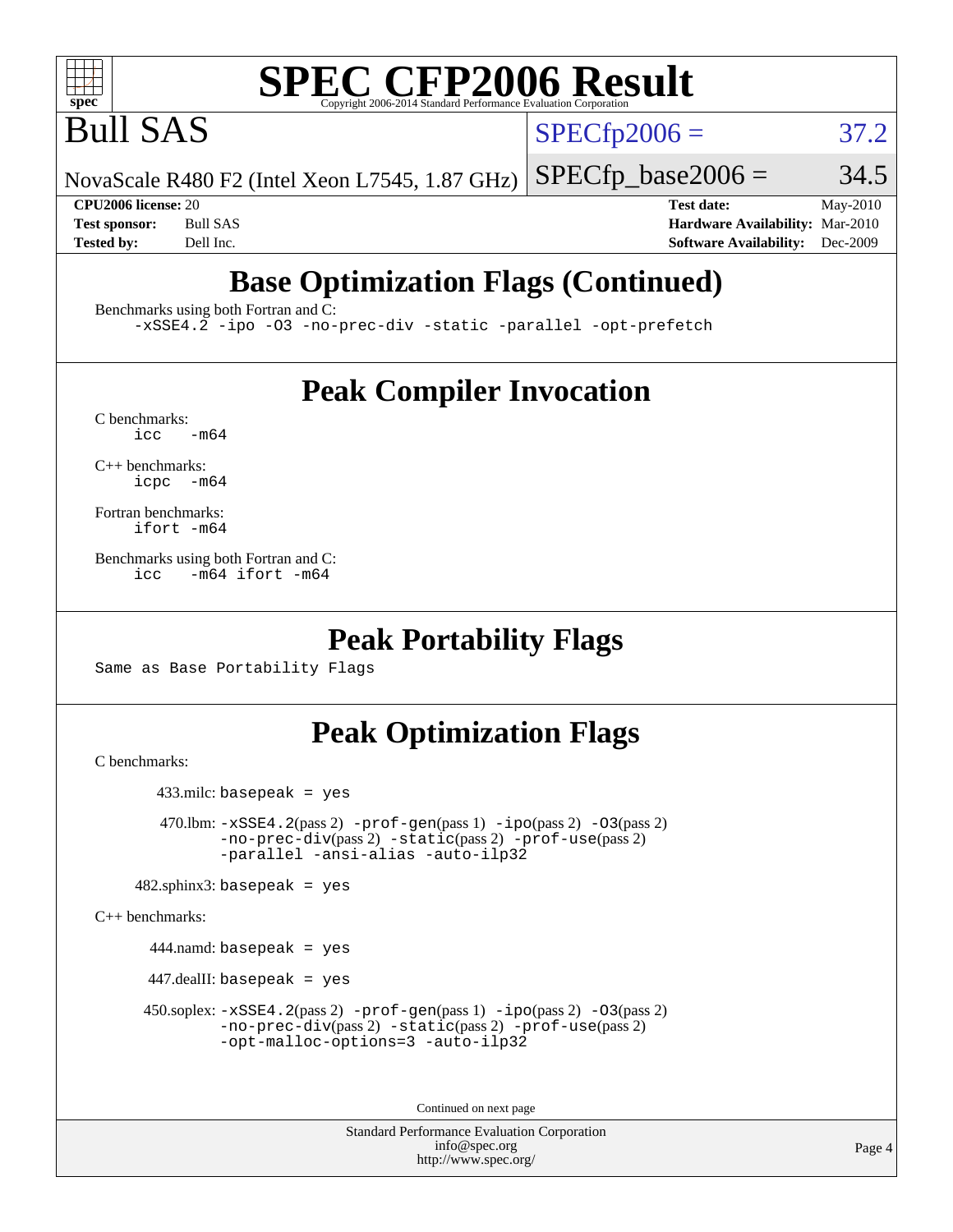# SPEC CFP2006 Result

Copyright 2006-2014 Standard Performance Evaluation Corporation

## Bull SAS

NovaScale R480 F2 (Intel Xeon L7545, 1.87 GHz)

SPECfp2006 = 37.2

SPECfp_base2006 = 34.5

**CPU2006 license:** 20
**Test sponsor:** Bull SAS
**Tested by:** Dell Inc.

**Test date:** May-2010
**Hardware Availability:** Mar-2010
**Software Availability:** Dec-2009

## Base Optimization Flags (Continued)

Benchmarks using both Fortran and C:

```
-xSSE4.2 -ipo -O3 -no-prec-div -static -parallel -opt-prefetch
```

## Peak Compiler Invocation

C benchmarks:

```
icc   -m64
```

C++ benchmarks:

```
icpc  -m64
```

Fortran benchmarks:

```
ifort -m64
```

Benchmarks using both Fortran and C:

```
icc   -m64 ifort -m64
```

## Peak Portability Flags

Same as Base Portability Flags

## Peak Optimization Flags

C benchmarks:

433.milc: `basepeak = yes`

470.lbm: `-xSSE4.2`(pass 2) `-prof-gen`(pass 1) `-ipo`(pass 2) `-O3`(pass 2) `-no-prec-div`(pass 2) `-static`(pass 2) `-prof-use`(pass 2) `-parallel -ansi-alias -auto-ilp32`

482.sphinx3: `basepeak = yes`

C++ benchmarks:

444.namd: `basepeak = yes`

447.dealII: `basepeak = yes`

450.soplex: `-xSSE4.2`(pass 2) `-prof-gen`(pass 1) `-ipo`(pass 2) `-O3`(pass 2) `-no-prec-div`(pass 2) `-static`(pass 2) `-prof-use`(pass 2) `-opt-malloc-options=3 -auto-ilp32`

Continued on next page

Standard Performance Evaluation Corporation
info@spec.org
http://www.spec.org/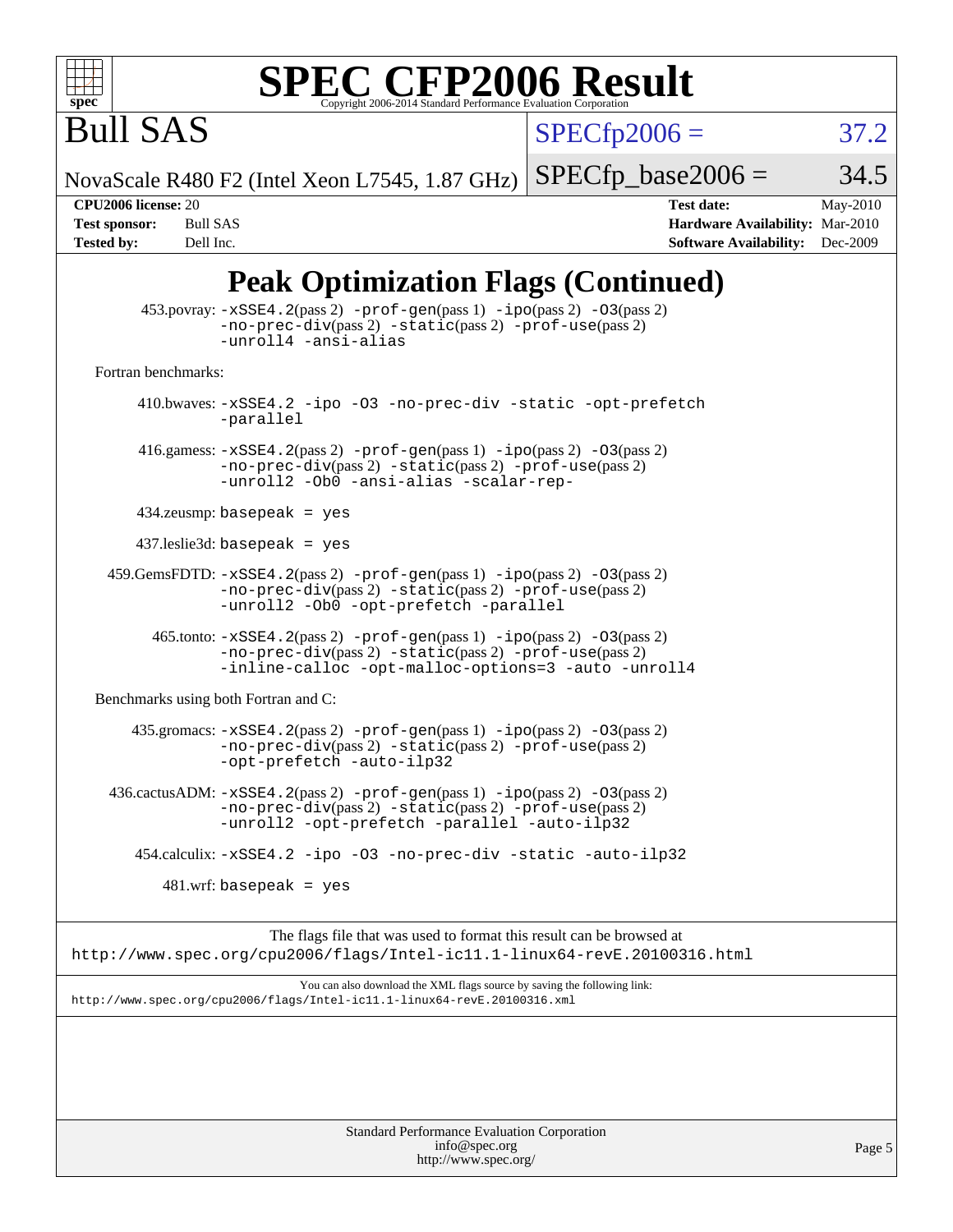# SPEC CFP2006 Result

Copyright 2006-2014 Standard Performance Evaluation Corporation

## Bull SAS

NovaScale R480 F2 (Intel Xeon L7545, 1.87 GHz)

SPECfp2006 = 37.2

SPECfp_base2006 = 34.5

**CPU2006 license:** 20
**Test sponsor:** Bull SAS
**Tested by:** Dell Inc.

**Test date:** May-2010
**Hardware Availability:** Mar-2010
**Software Availability:** Dec-2009

## Peak Optimization Flags (Continued)

453.povray: -xSSE4.2(pass 2) -prof-gen(pass 1) -ipo(pass 2) -O3(pass 2) -no-prec-div(pass 2) -static(pass 2) -prof-use(pass 2) -unroll4 -ansi-alias

Fortran benchmarks:

410.bwaves: -xSSE4.2 -ipo -O3 -no-prec-div -static -opt-prefetch -parallel

416.gamess: -xSSE4.2(pass 2) -prof-gen(pass 1) -ipo(pass 2) -O3(pass 2) -no-prec-div(pass 2) -static(pass 2) -prof-use(pass 2) -unroll2 -Ob0 -ansi-alias -scalar-rep-

434.zeusmp: basepeak = yes

437.leslie3d: basepeak = yes

459.GemsFDTD: -xSSE4.2(pass 2) -prof-gen(pass 1) -ipo(pass 2) -O3(pass 2) -no-prec-div(pass 2) -static(pass 2) -prof-use(pass 2) -unroll2 -Ob0 -opt-prefetch -parallel

465.tonto: -xSSE4.2(pass 2) -prof-gen(pass 1) -ipo(pass 2) -O3(pass 2) -no-prec-div(pass 2) -static(pass 2) -prof-use(pass 2) -inline-calloc -opt-malloc-options=3 -auto -unroll4

Benchmarks using both Fortran and C:

435.gromacs: -xSSE4.2(pass 2) -prof-gen(pass 1) -ipo(pass 2) -O3(pass 2) -no-prec-div(pass 2) -static(pass 2) -prof-use(pass 2) -opt-prefetch -auto-ilp32

436.cactusADM: -xSSE4.2(pass 2) -prof-gen(pass 1) -ipo(pass 2) -O3(pass 2) -no-prec-div(pass 2) -static(pass 2) -prof-use(pass 2) -unroll2 -opt-prefetch -parallel -auto-ilp32

454.calculix: -xSSE4.2 -ipo -O3 -no-prec-div -static -auto-ilp32

481.wrf: basepeak = yes

The flags file that was used to format this result can be browsed at
http://www.spec.org/cpu2006/flags/Intel-ic11.1-linux64-revE.20100316.html

You can also download the XML flags source by saving the following link:
http://www.spec.org/cpu2006/flags/Intel-ic11.1-linux64-revE.20100316.xml

Standard Performance Evaluation Corporation
info@spec.org
http://www.spec.org/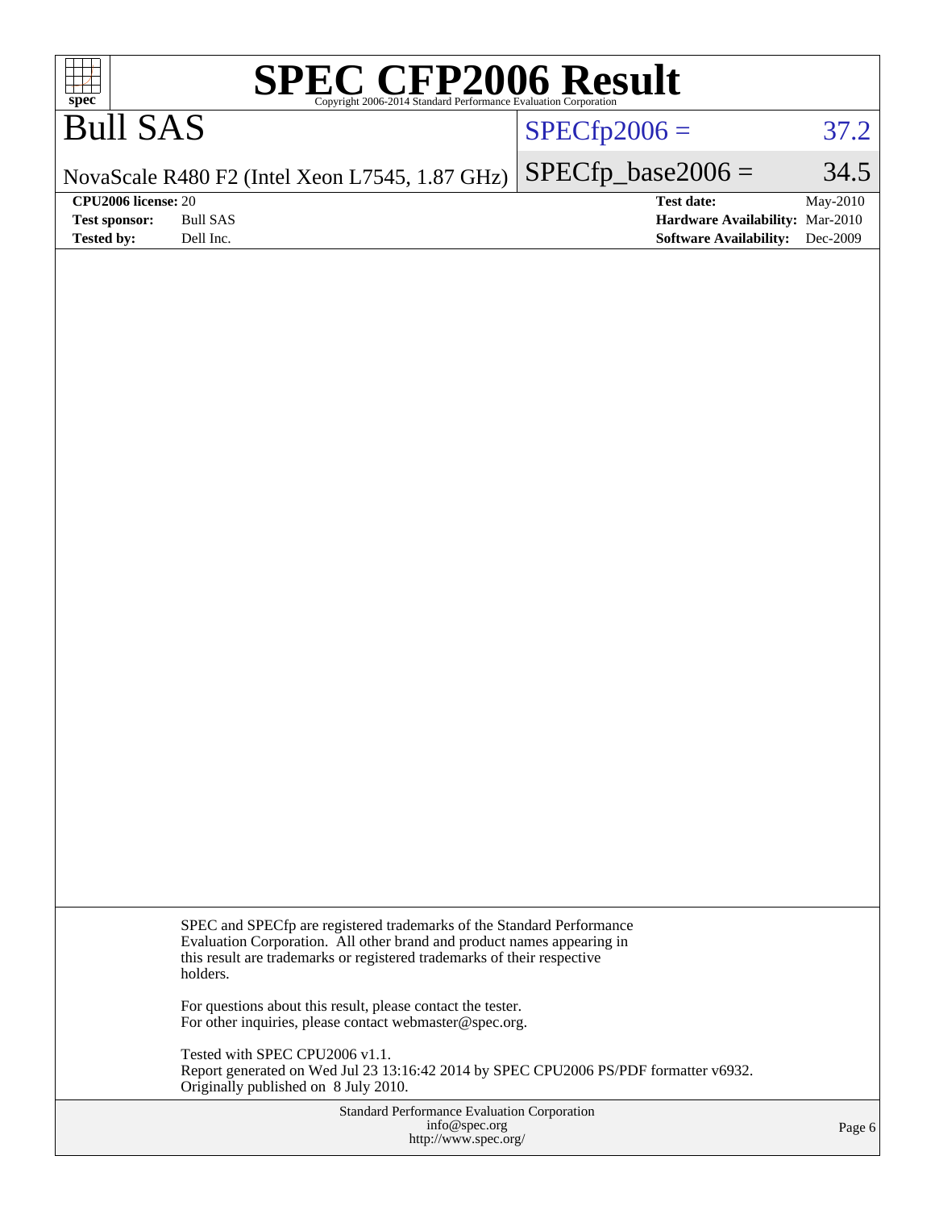# SPEC CFP2006 Result

Copyright 2006-2014 Standard Performance Evaluation Corporation

## Bull SAS

NovaScale R480 F2 (Intel Xeon L7545, 1.87 GHz)

SPECfp2006 = 37.2

SPECfp_base2006 = 34.5

| | | | |
|---|---|---|---|
| **CPU2006 license:** | 20 | **Test date:** | May-2010 |
| **Test sponsor:** | Bull SAS | **Hardware Availability:** | Mar-2010 |
| **Tested by:** | Dell Inc. | **Software Availability:** | Dec-2009 |

SPEC and SPECfp are registered trademarks of the Standard Performance Evaluation Corporation. All other brand and product names appearing in this result are trademarks or registered trademarks of their respective holders.

For questions about this result, please contact the tester.
For other inquiries, please contact webmaster@spec.org.

Tested with SPEC CPU2006 v1.1.
Report generated on Wed Jul 23 13:16:42 2014 by SPEC CPU2006 PS/PDF formatter v6932.
Originally published on 8 July 2010.

Standard Performance Evaluation Corporation
info@spec.org
http://www.spec.org/